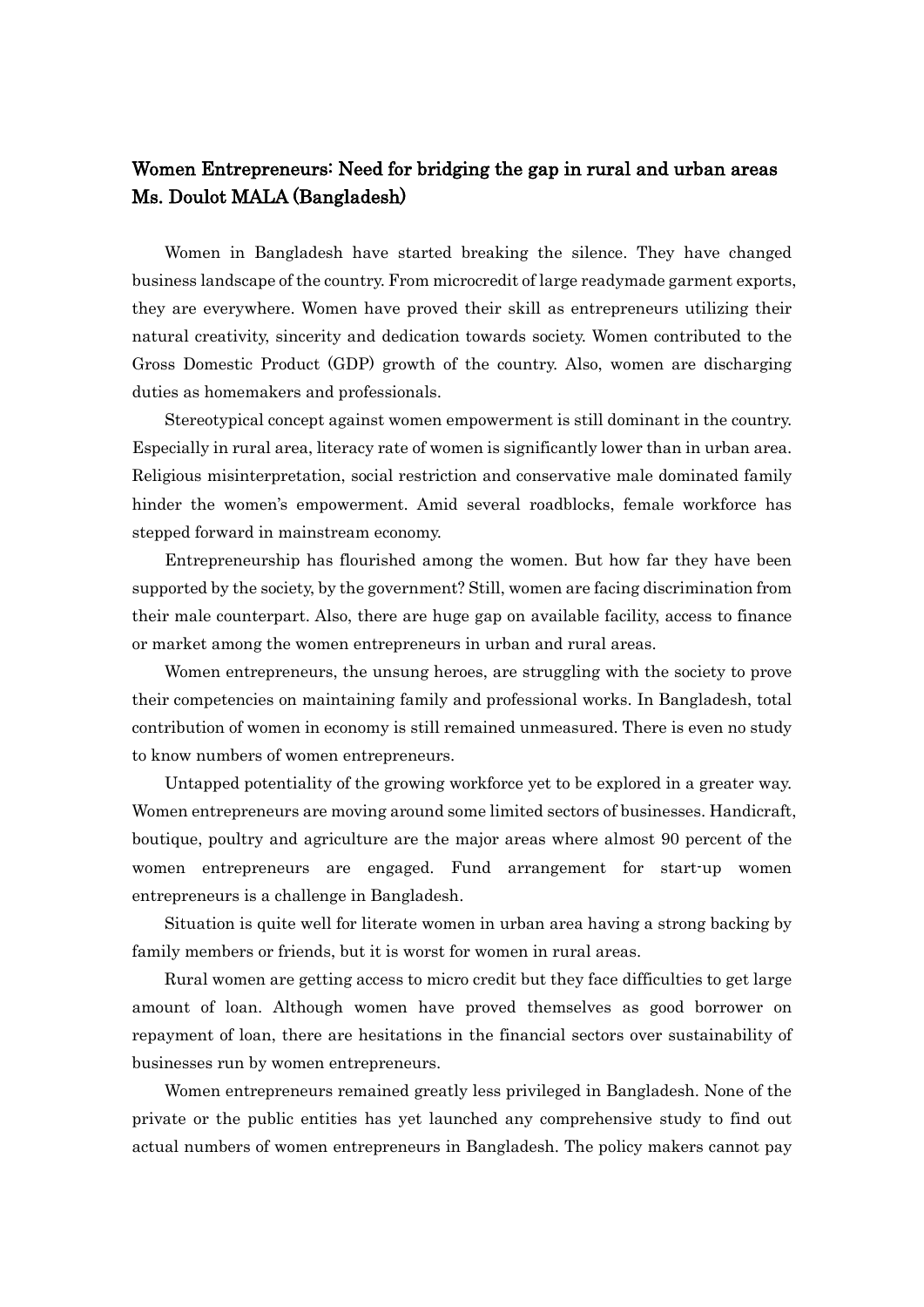# Women Entrepreneurs: Need for bridging the gap in rural and urban areas
## Ms. Doulot MALA (Bangladesh)

Women in Bangladesh have started breaking the silence. They have changed business landscape of the country. From microcredit of large readymade garment exports, they are everywhere. Women have proved their skill as entrepreneurs utilizing their natural creativity, sincerity and dedication towards society. Women contributed to the Gross Domestic Product (GDP) growth of the country. Also, women are discharging duties as homemakers and professionals.

Stereotypical concept against women empowerment is still dominant in the country. Especially in rural area, literacy rate of women is significantly lower than in urban area. Religious misinterpretation, social restriction and conservative male dominated family hinder the women's empowerment. Amid several roadblocks, female workforce has stepped forward in mainstream economy.

Entrepreneurship has flourished among the women. But how far they have been supported by the society, by the government? Still, women are facing discrimination from their male counterpart. Also, there are huge gap on available facility, access to finance or market among the women entrepreneurs in urban and rural areas.

Women entrepreneurs, the unsung heroes, are struggling with the society to prove their competencies on maintaining family and professional works. In Bangladesh, total contribution of women in economy is still remained unmeasured. There is even no study to know numbers of women entrepreneurs.

Untapped potentiality of the growing workforce yet to be explored in a greater way. Women entrepreneurs are moving around some limited sectors of businesses. Handicraft, boutique, poultry and agriculture are the major areas where almost 90 percent of the women entrepreneurs are engaged. Fund arrangement for start-up women entrepreneurs is a challenge in Bangladesh.

Situation is quite well for literate women in urban area having a strong backing by family members or friends, but it is worst for women in rural areas.

Rural women are getting access to micro credit but they face difficulties to get large amount of loan. Although women have proved themselves as good borrower on repayment of loan, there are hesitations in the financial sectors over sustainability of businesses run by women entrepreneurs.

Women entrepreneurs remained greatly less privileged in Bangladesh. None of the private or the public entities has yet launched any comprehensive study to find out actual numbers of women entrepreneurs in Bangladesh. The policy makers cannot pay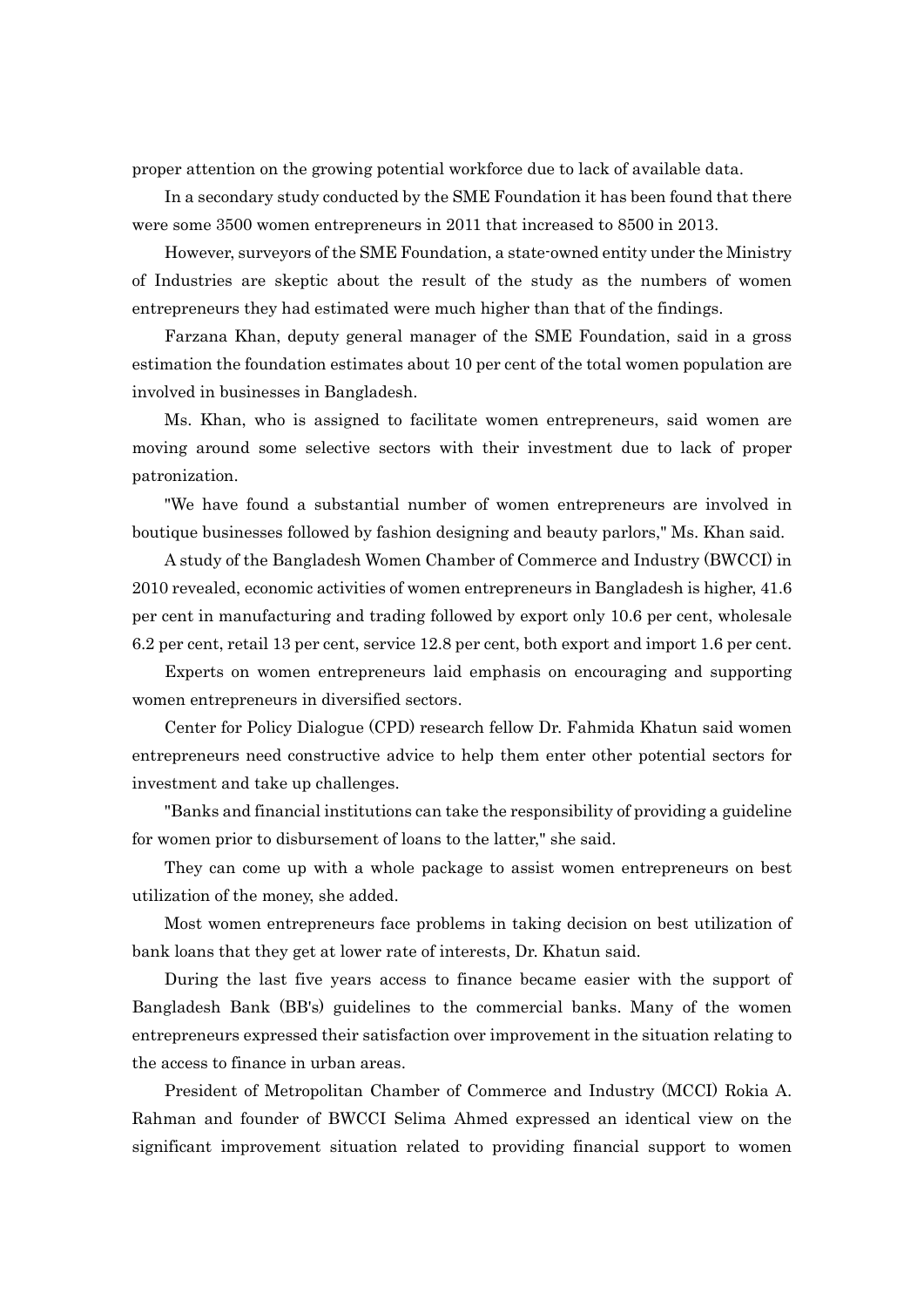proper attention on the growing potential workforce due to lack of available data.

In a secondary study conducted by the SME Foundation it has been found that there were some 3500 women entrepreneurs in 2011 that increased to 8500 in 2013.

However, surveyors of the SME Foundation, a state-owned entity under the Ministry of Industries are skeptic about the result of the study as the numbers of women entrepreneurs they had estimated were much higher than that of the findings.

Farzana Khan, deputy general manager of the SME Foundation, said in a gross estimation the foundation estimates about 10 per cent of the total women population are involved in businesses in Bangladesh.

Ms. Khan, who is assigned to facilitate women entrepreneurs, said women are moving around some selective sectors with their investment due to lack of proper patronization.

"We have found a substantial number of women entrepreneurs are involved in boutique businesses followed by fashion designing and beauty parlors," Ms. Khan said.

A study of the Bangladesh Women Chamber of Commerce and Industry (BWCCI) in 2010 revealed, economic activities of women entrepreneurs in Bangladesh is higher, 41.6 per cent in manufacturing and trading followed by export only 10.6 per cent, wholesale 6.2 per cent, retail 13 per cent, service 12.8 per cent, both export and import 1.6 per cent.

Experts on women entrepreneurs laid emphasis on encouraging and supporting women entrepreneurs in diversified sectors.

Center for Policy Dialogue (CPD) research fellow Dr. Fahmida Khatun said women entrepreneurs need constructive advice to help them enter other potential sectors for investment and take up challenges.

"Banks and financial institutions can take the responsibility of providing a guideline for women prior to disbursement of loans to the latter," she said.

They can come up with a whole package to assist women entrepreneurs on best utilization of the money, she added.

Most women entrepreneurs face problems in taking decision on best utilization of bank loans that they get at lower rate of interests, Dr. Khatun said.

During the last five years access to finance became easier with the support of Bangladesh Bank (BB's) guidelines to the commercial banks. Many of the women entrepreneurs expressed their satisfaction over improvement in the situation relating to the access to finance in urban areas.

President of Metropolitan Chamber of Commerce and Industry (MCCI) Rokia A. Rahman and founder of BWCCI Selima Ahmed expressed an identical view on the significant improvement situation related to providing financial support to women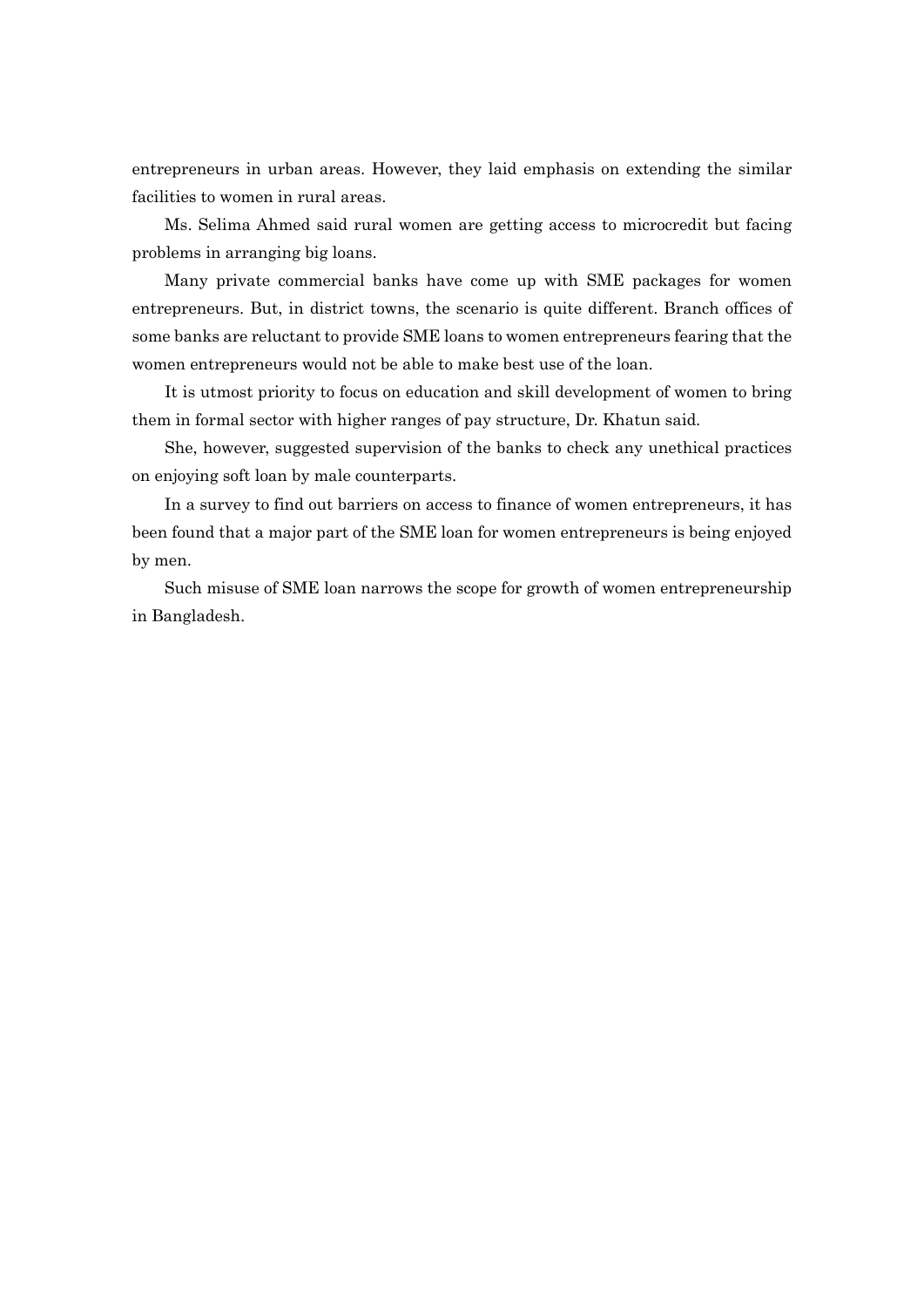entrepreneurs in urban areas. However, they laid emphasis on extending the similar facilities to women in rural areas.

Ms. Selima Ahmed said rural women are getting access to microcredit but facing problems in arranging big loans.

Many private commercial banks have come up with SME packages for women entrepreneurs. But, in district towns, the scenario is quite different. Branch offices of some banks are reluctant to provide SME loans to women entrepreneurs fearing that the women entrepreneurs would not be able to make best use of the loan.

It is utmost priority to focus on education and skill development of women to bring them in formal sector with higher ranges of pay structure, Dr. Khatun said.

She, however, suggested supervision of the banks to check any unethical practices on enjoying soft loan by male counterparts.

In a survey to find out barriers on access to finance of women entrepreneurs, it has been found that a major part of the SME loan for women entrepreneurs is being enjoyed by men.

Such misuse of SME loan narrows the scope for growth of women entrepreneurship in Bangladesh.